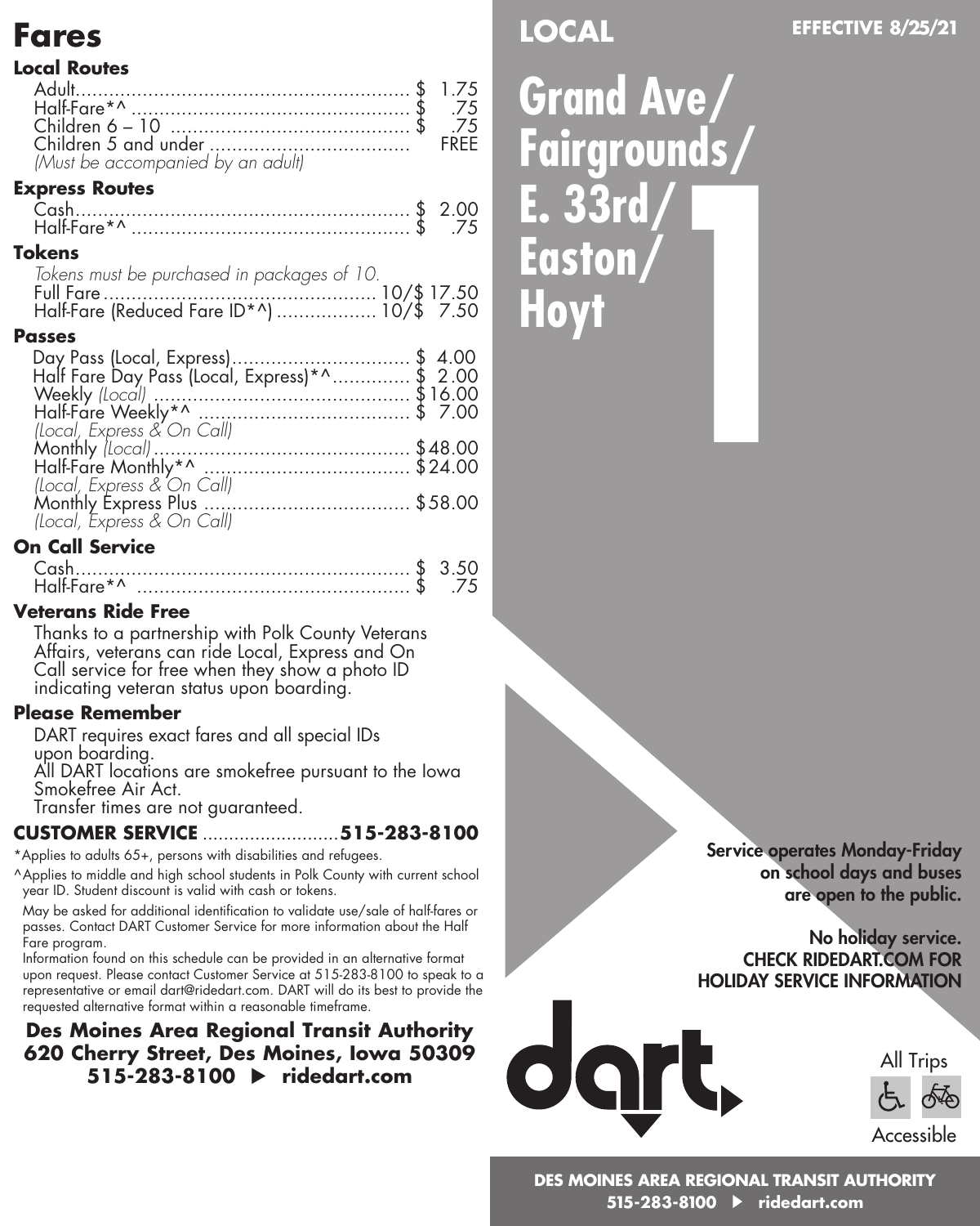# Fares

### Local Routes

| | |
|---|---|
| Adult | $ 1.75 |
| Half-Fare*^ | $ .75 |
| Children 6 – 10 | $ .75 |
| Children 5 and under | FREE |

*(Must be accompanied by an adult)*

### Express Routes

| | |
|---|---|
| Cash | $ 2.00 |
| Half-Fare*^ | $ .75 |

### Tokens

*Tokens must be purchased in packages of 10.*

| | |
|---|---|
| Full Fare | 10/$ 17.50 |
| Half-Fare (Reduced Fare ID*^) | 10/$ 7.50 |

### Passes

| | |
|---|---|
| Day Pass (Local, Express) | $ 4.00 |
| Half Fare Day Pass (Local, Express)*^ | $ 2.00 |
| Weekly *(Local)* | $16.00 |
| Half-Fare Weekly*^ *(Local, Express & On Call)* | $ 7.00 |
| Monthly *(Local)* | $48.00 |
| Half-Fare Monthly*^ *(Local, Express & On Call)* | $24.00 |
| Monthly Express Plus *(Local, Express & On Call)* | $58.00 |

### On Call Service

| | |
|---|---|
| Cash | $ 3.50 |
| Half-Fare*^ | $ .75 |

### Veterans Ride Free

Thanks to a partnership with Polk County Veterans Affairs, veterans can ride Local, Express and On Call service for free when they show a photo ID indicating veteran status upon boarding.

### Please Remember

DART requires exact fares and all special IDs upon boarding.
All DART locations are smokefree pursuant to the Iowa Smokefree Air Act.
Transfer times are not guaranteed.

**CUSTOMER SERVICE .........................515-283-8100**

*Applies to adults 65+, persons with disabilities and refugees.

^Applies to middle and high school students in Polk County with current school year ID. Student discount is valid with cash or tokens.

May be asked for additional identification to validate use/sale of half-fares or passes. Contact DART Customer Service for more information about the Half Fare program.
Information found on this schedule can be provided in an alternative format upon request. Please contact Customer Service at 515-283-8100 to speak to a representative or email dart@ridedart.com. DART will do its best to provide the requested alternative format within a reasonable timeframe.

**Des Moines Area Regional Transit Authority**
**620 Cherry Street, Des Moines, Iowa 50309**
**515-283-8100 ▶ ridedart.com**

**LOCAL** **EFFECTIVE 8/25/21**

# Grand Ave/ Fairgrounds/ E. 33rd/ Easton/ Hoyt

# 1

**Service operates Monday-Friday on school days and buses are open to the public.**

**No holiday service.**
**CHECK RIDEDART.COM FOR HOLIDAY SERVICE INFORMATION**

dart

All Trips Accessible

**DES MOINES AREA REGIONAL TRANSIT AUTHORITY**
**515-283-8100 ▶ ridedart.com**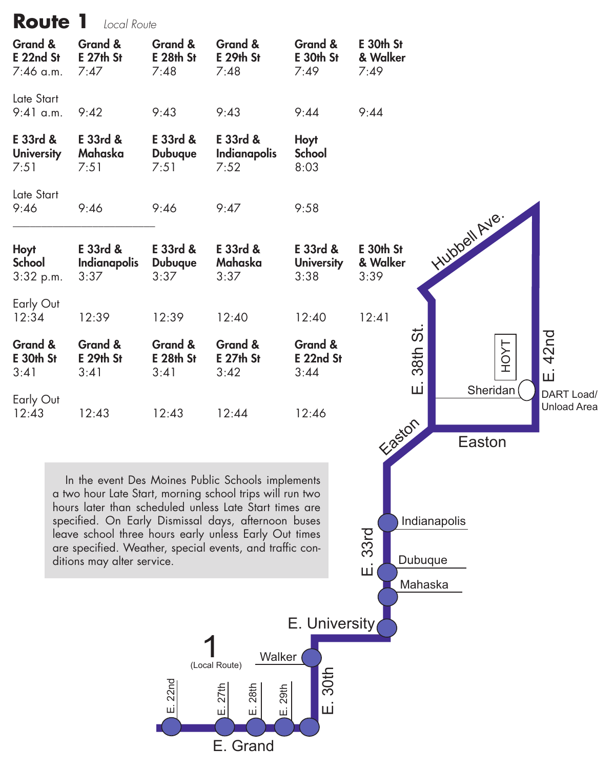# Route 1 *Local Route*

| Grand & E 22nd St | Grand & E 27th St | Grand & E 28th St | Grand & E 29th St | Grand & E 30th St | E 30th St & Walker |
|---|---|---|---|---|---|
| 7:46 a.m. | 7:47 | 7:48 | 7:48 | 7:49 | 7:49 |
| Late Start 9:41 a.m. | 9:42 | 9:43 | 9:43 | 9:44 | 9:44 |

| E 33rd & University | E 33rd & Mahaska | E 33rd & Dubuque | E 33rd & Indianapolis | Hoyt School |
|---|---|---|---|---|
| 7:51 | 7:51 | 7:51 | 7:52 | 8:03 |
| Late Start 9:46 | 9:46 | 9:46 | 9:47 | 9:58 |

| Hoyt School | E 33rd & Indianapolis | E 33rd & Dubuque | E 33rd & Mahaska | E 33rd & University | E 30th St & Walker |
|---|---|---|---|---|---|
| 3:32 p.m. | 3:37 | 3:37 | 3:37 | 3:38 | 3:39 |
| Early Out 12:34 | 12:39 | 12:39 | 12:40 | 12:40 | 12:41 |

| Grand & E 30th St | Grand & E 29th St | Grand & E 28th St | Grand & E 27th St | Grand & E 22nd St |
|---|---|---|---|---|
| 3:41 | 3:41 | 3:41 | 3:42 | 3:44 |
| Early Out 12:43 | 12:43 | 12:43 | 12:44 | 12:46 |

In the event Des Moines Public Schools implements a two hour Late Start, morning school trips will run two hours later than scheduled unless Late Start times are specified. On Early Dismissal days, afternoon buses leave school three hours early unless Early Out times are specified. Weather, special events, and traffic conditions may alter service.

Hubbell Ave.
E. 38th St.
HOYT
E. 42nd
Sheridan
DART Load/ Unload Area
Easton
Easton
Indianapolis
E. 33rd
Dubuque
Mahaska
E. University
1
(Local Route)
Walker
E. 22nd
E. 27th
E. 28th
E. 29th
E. 30th
E. Grand